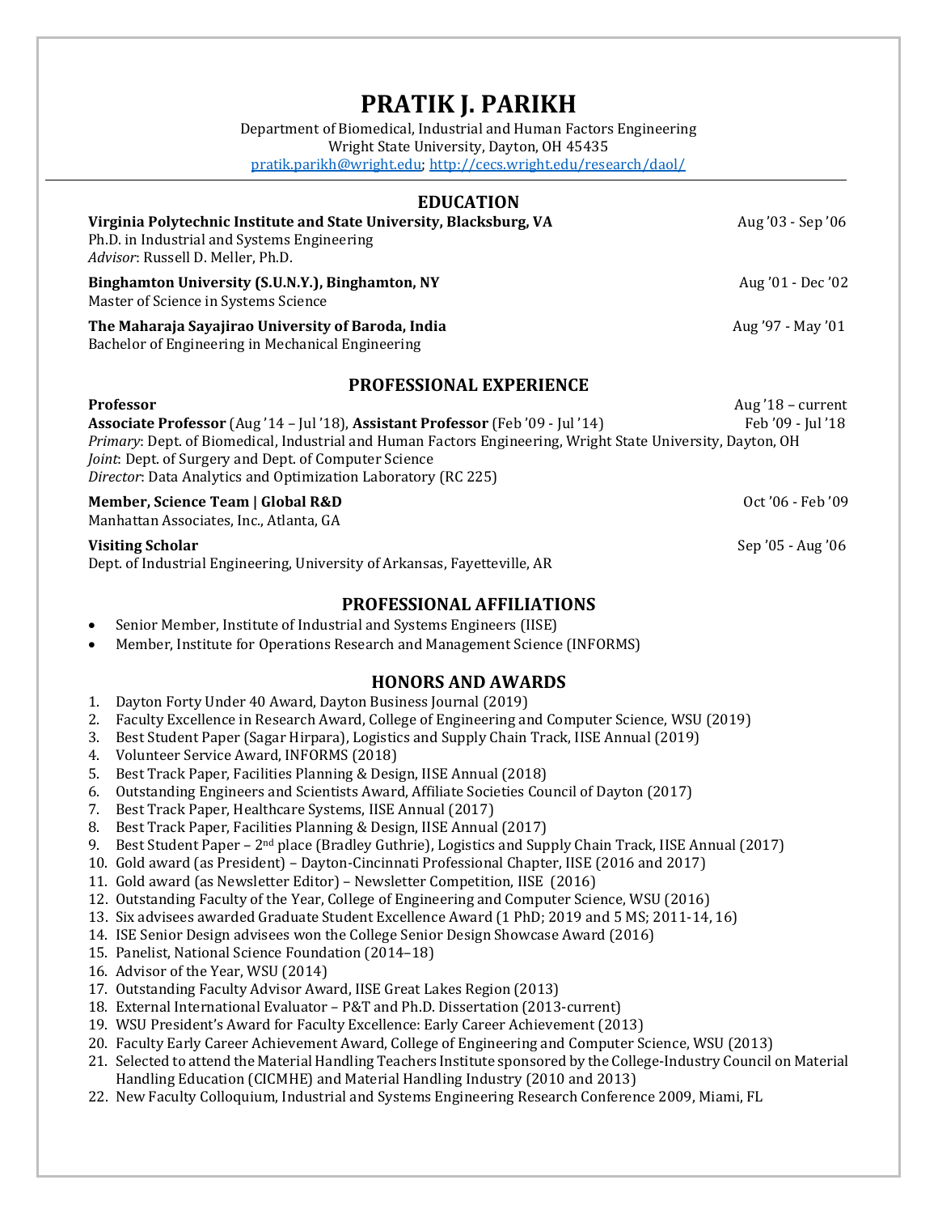# PRATIK J. PARIKH

Department of Biomedical, Industrial and Human Factors Engineering
Wright State University, Dayton, OH 45435
pratik.parikh@wright.edu; http://cecs.wright.edu/research/daol/

## EDUCATION

**Virginia Polytechnic Institute and State University, Blacksburg, VA** — Aug '03 - Sep '06
Ph.D. in Industrial and Systems Engineering
*Advisor*: Russell D. Meller, Ph.D.

**Binghamton University (S.U.N.Y.), Binghamton, NY** — Aug '01 - Dec '02
Master of Science in Systems Science

**The Maharaja Sayajirao University of Baroda, India** — Aug '97 - May '01
Bachelor of Engineering in Mechanical Engineering

## PROFESSIONAL EXPERIENCE

**Professor** — Aug '18 – current
**Associate Professor** (Aug '14 – Jul '18), **Assistant Professor** (Feb '09 - Jul '14) — Feb '09 - Jul '18
*Primary*: Dept. of Biomedical, Industrial and Human Factors Engineering, Wright State University, Dayton, OH
*Joint*: Dept. of Surgery and Dept. of Computer Science
*Director*: Data Analytics and Optimization Laboratory (RC 225)

**Member, Science Team | Global R&D** — Oct '06 - Feb '09
Manhattan Associates, Inc., Atlanta, GA

**Visiting Scholar** — Sep '05 - Aug '06
Dept. of Industrial Engineering, University of Arkansas, Fayetteville, AR

## PROFESSIONAL AFFILIATIONS

- Senior Member, Institute of Industrial and Systems Engineers (IISE)
- Member, Institute for Operations Research and Management Science (INFORMS)

## HONORS AND AWARDS

1. Dayton Forty Under 40 Award, Dayton Business Journal (2019)
2. Faculty Excellence in Research Award, College of Engineering and Computer Science, WSU (2019)
3. Best Student Paper (Sagar Hirpara), Logistics and Supply Chain Track, IISE Annual (2019)
4. Volunteer Service Award, INFORMS (2018)
5. Best Track Paper, Facilities Planning & Design, IISE Annual (2018)
6. Outstanding Engineers and Scientists Award, Affiliate Societies Council of Dayton (2017)
7. Best Track Paper, Healthcare Systems, IISE Annual (2017)
8. Best Track Paper, Facilities Planning & Design, IISE Annual (2017)
9. Best Student Paper – 2nd place (Bradley Guthrie), Logistics and Supply Chain Track, IISE Annual (2017)
10. Gold award (as President) – Dayton-Cincinnati Professional Chapter, IISE (2016 and 2017)
11. Gold award (as Newsletter Editor) – Newsletter Competition, IISE (2016)
12. Outstanding Faculty of the Year, College of Engineering and Computer Science, WSU (2016)
13. Six advisees awarded Graduate Student Excellence Award (1 PhD; 2019 and 5 MS; 2011-14, 16)
14. ISE Senior Design advisees won the College Senior Design Showcase Award (2016)
15. Panelist, National Science Foundation (2014–18)
16. Advisor of the Year, WSU (2014)
17. Outstanding Faculty Advisor Award, IISE Great Lakes Region (2013)
18. External International Evaluator – P&T and Ph.D. Dissertation (2013-current)
19. WSU President's Award for Faculty Excellence: Early Career Achievement (2013)
20. Faculty Early Career Achievement Award, College of Engineering and Computer Science, WSU (2013)
21. Selected to attend the Material Handling Teachers Institute sponsored by the College-Industry Council on Material Handling Education (CICMHE) and Material Handling Industry (2010 and 2013)
22. New Faculty Colloquium, Industrial and Systems Engineering Research Conference 2009, Miami, FL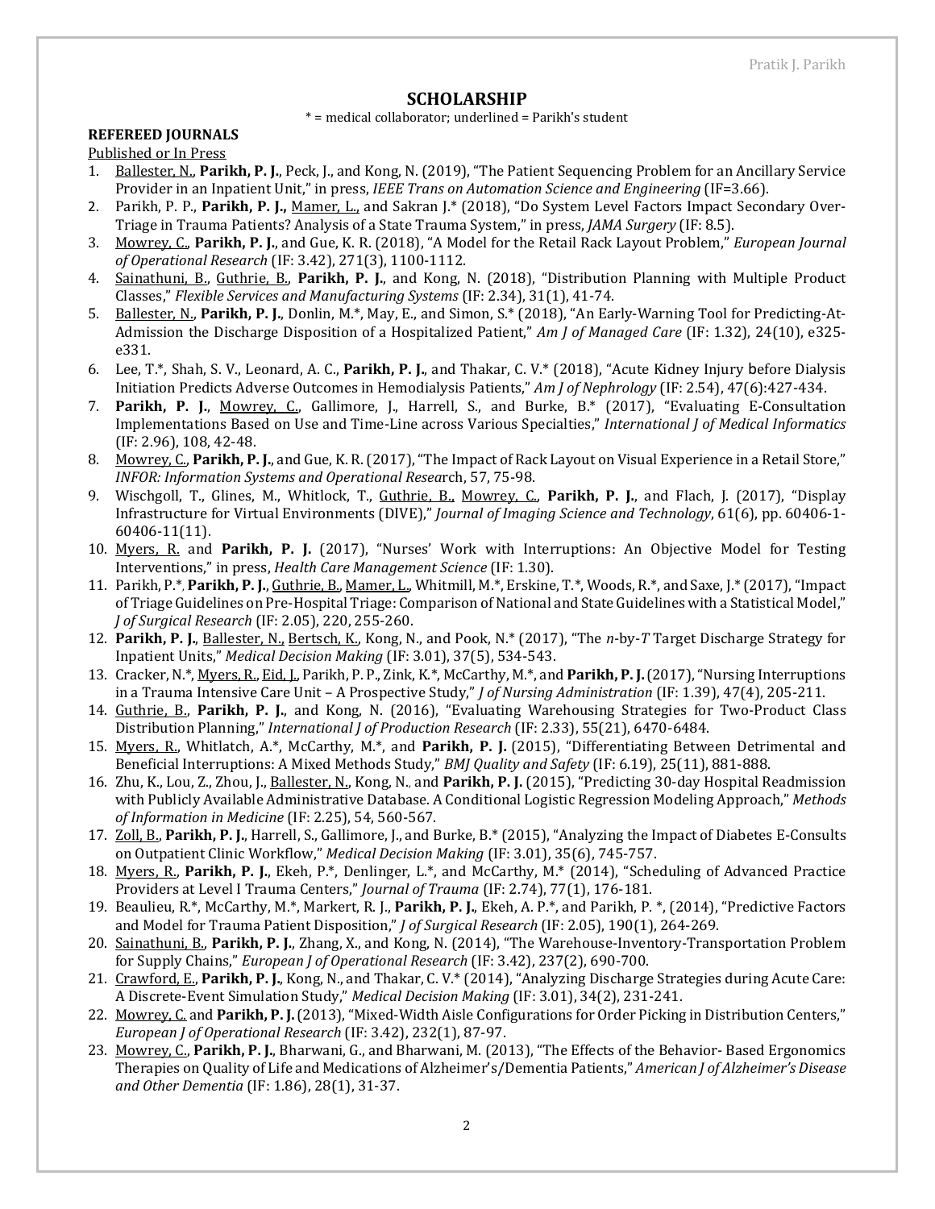# SCHOLARSHIP

\* = medical collaborator; underlined = Parikh's student

## REFEREED JOURNALS

Published or In Press

1. Ballester, N., **Parikh, P. J.**, Peck, J., and Kong, N. (2019), "The Patient Sequencing Problem for an Ancillary Service Provider in an Inpatient Unit," in press, *IEEE Trans on Automation Science and Engineering* (IF=3.66).
2. Parikh, P. P., **Parikh, P. J.,** Mamer, L., and Sakran J.* (2018), "Do System Level Factors Impact Secondary Over-Triage in Trauma Patients? Analysis of a State Trauma System," in press, *JAMA Surgery* (IF: 8.5).
3. Mowrey, C., **Parikh, P. J.**, and Gue, K. R. (2018), "A Model for the Retail Rack Layout Problem," *European Journal of Operational Research* (IF: 3.42), 271(3), 1100-1112.
4. Sainathuni, B., Guthrie, B., **Parikh, P. J.**, and Kong, N. (2018), "Distribution Planning with Multiple Product Classes," *Flexible Services and Manufacturing Systems* (IF: 2.34), 31(1), 41-74.
5. Ballester, N., **Parikh, P. J.**, Donlin, M.*, May, E., and Simon, S.* (2018), "An Early-Warning Tool for Predicting-At-Admission the Discharge Disposition of a Hospitalized Patient," *Am J of Managed Care* (IF: 1.32), 24(10), e325-e331.
6. Lee, T.*, Shah, S. V., Leonard, A. C., **Parikh, P. J.**, and Thakar, C. V.* (2018), "Acute Kidney Injury before Dialysis Initiation Predicts Adverse Outcomes in Hemodialysis Patients," *Am J of Nephrology* (IF: 2.54), 47(6):427-434.
7. **Parikh, P. J.**, Mowrey, C., Gallimore, J., Harrell, S., and Burke, B.* (2017), "Evaluating E-Consultation Implementations Based on Use and Time-Line across Various Specialties," *International J of Medical Informatics* (IF: 2.96), 108, 42-48.
8. Mowrey, C., **Parikh, P. J.**, and Gue, K. R. (2017), "The Impact of Rack Layout on Visual Experience in a Retail Store," *INFOR: Information Systems and Operational Research*, 57, 75-98.
9. Wischgoll, T., Glines, M., Whitlock, T., Guthrie, B., Mowrey, C., **Parikh, P. J.**, and Flach, J. (2017), "Display Infrastructure for Virtual Environments (DIVE)," *Journal of Imaging Science and Technology*, 61(6), pp. 60406-1-60406-11(11).
10. Myers, R. and **Parikh, P. J.** (2017), "Nurses' Work with Interruptions: An Objective Model for Testing Interventions," in press, *Health Care Management Science* (IF: 1.30).
11. Parikh, P.*, **Parikh, P. J.**, Guthrie, B., Mamer, L., Whitmill, M.*, Erskine, T.*, Woods, R.*, and Saxe, J.* (2017), "Impact of Triage Guidelines on Pre-Hospital Triage: Comparison of National and State Guidelines with a Statistical Model," *J of Surgical Research* (IF: 2.05), 220, 255-260.
12. **Parikh, P. J.**, Ballester, N., Bertsch, K., Kong, N., and Pook, N.* (2017), "The *n*-by-*T* Target Discharge Strategy for Inpatient Units," *Medical Decision Making* (IF: 3.01), 37(5), 534-543.
13. Cracker, N.*, Myers, R., Eid, J., Parikh, P. P., Zink, K.*, McCarthy, M.*, and **Parikh, P. J.** (2017), "Nursing Interruptions in a Trauma Intensive Care Unit – A Prospective Study," *J of Nursing Administration* (IF: 1.39), 47(4), 205-211.
14. Guthrie, B., **Parikh, P. J.**, and Kong, N. (2016), "Evaluating Warehousing Strategies for Two-Product Class Distribution Planning," *International J of Production Research* (IF: 2.33), 55(21), 6470-6484.
15. Myers, R., Whitlatch, A.*, McCarthy, M.*, and **Parikh, P. J.** (2015), "Differentiating Between Detrimental and Beneficial Interruptions: A Mixed Methods Study," *BMJ Quality and Safety* (IF: 6.19), 25(11), 881-888.
16. Zhu, K., Lou, Z., Zhou, J., Ballester, N., Kong, N., and **Parikh, P. J.** (2015), "Predicting 30-day Hospital Readmission with Publicly Available Administrative Database. A Conditional Logistic Regression Modeling Approach," *Methods of Information in Medicine* (IF: 2.25), 54, 560-567.
17. Zoll, B., **Parikh, P. J.**, Harrell, S., Gallimore, J., and Burke, B.* (2015), "Analyzing the Impact of Diabetes E-Consults on Outpatient Clinic Workflow," *Medical Decision Making* (IF: 3.01), 35(6), 745-757.
18. Myers, R., **Parikh, P. J.**, Ekeh, P.*, Denlinger, L.*, and McCarthy, M.* (2014), "Scheduling of Advanced Practice Providers at Level I Trauma Centers," *Journal of Trauma* (IF: 2.74), 77(1), 176-181.
19. Beaulieu, R.*, McCarthy, M.*, Markert, R. J., **Parikh, P. J.**, Ekeh, A. P.*, and Parikh, P. *, (2014), "Predictive Factors and Model for Trauma Patient Disposition," *J of Surgical Research* (IF: 2.05), 190(1), 264-269.
20. Sainathuni, B., **Parikh, P. J.**, Zhang, X., and Kong, N. (2014), "The Warehouse-Inventory-Transportation Problem for Supply Chains," *European J of Operational Research* (IF: 3.42), 237(2), 690-700.
21. Crawford, E., **Parikh, P. J.**, Kong, N., and Thakar, C. V.* (2014), "Analyzing Discharge Strategies during Acute Care: A Discrete-Event Simulation Study," *Medical Decision Making* (IF: 3.01), 34(2), 231-241.
22. Mowrey, C. and **Parikh, P. J.** (2013), "Mixed-Width Aisle Configurations for Order Picking in Distribution Centers," *European J of Operational Research* (IF: 3.42), 232(1), 87-97.
23. Mowrey, C., **Parikh, P. J.**, Bharwani, G., and Bharwani, M. (2013), "The Effects of the Behavior- Based Ergonomics Therapies on Quality of Life and Medications of Alzheimer's/Dementia Patients," *American J of Alzheimer's Disease and Other Dementia* (IF: 1.86), 28(1), 31-37.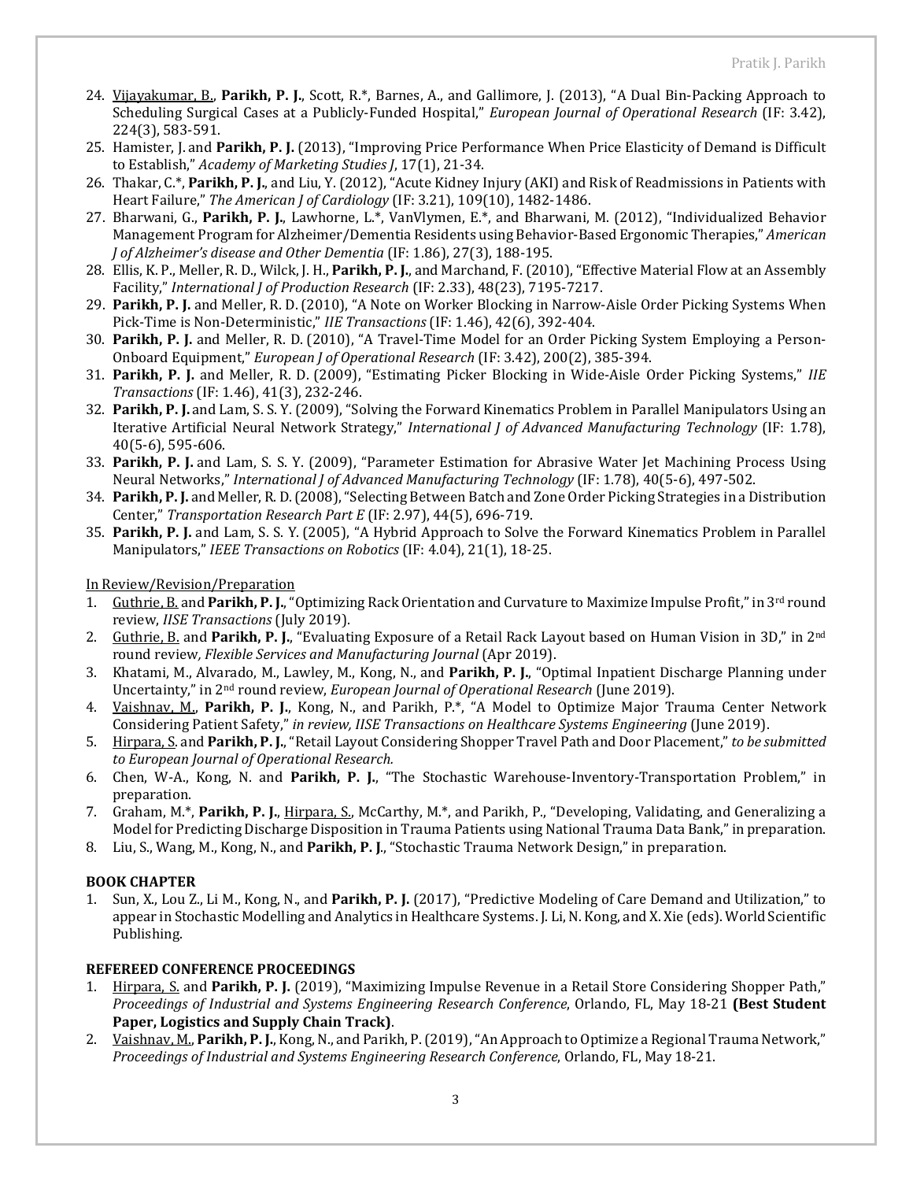24. <u>Vijayakumar, B.</u>, **Parikh, P. J.**, Scott, R.*, Barnes, A., and Gallimore, J. (2013), "A Dual Bin-Packing Approach to Scheduling Surgical Cases at a Publicly-Funded Hospital," *European Journal of Operational Research* (IF: 3.42), 224(3), 583-591.
25. Hamister, J. and **Parikh, P. J.** (2013), "Improving Price Performance When Price Elasticity of Demand is Difficult to Establish," *Academy of Marketing Studies J*, 17(1), 21-34.
26. Thakar, C.*, **Parikh, P. J.**, and Liu, Y. (2012), "Acute Kidney Injury (AKI) and Risk of Readmissions in Patients with Heart Failure," *The American J of Cardiology* (IF: 3.21), 109(10), 1482-1486.
27. Bharwani, G., **Parikh, P. J.**, Lawhorne, L.*, VanVlymen, E.*, and Bharwani, M. (2012), "Individualized Behavior Management Program for Alzheimer/Dementia Residents using Behavior-Based Ergonomic Therapies," *American J of Alzheimer's disease and Other Dementia* (IF: 1.86), 27(3), 188-195.
28. Ellis, K. P., Meller, R. D., Wilck, J. H., **Parikh, P. J.**, and Marchand, F. (2010), "Effective Material Flow at an Assembly Facility," *International J of Production Research* (IF: 2.33), 48(23), 7195-7217.
29. **Parikh, P. J.** and Meller, R. D. (2010), "A Note on Worker Blocking in Narrow-Aisle Order Picking Systems When Pick-Time is Non-Deterministic," *IIE Transactions* (IF: 1.46), 42(6), 392-404.
30. **Parikh, P. J.** and Meller, R. D. (2010), "A Travel-Time Model for an Order Picking System Employing a Person-Onboard Equipment," *European J of Operational Research* (IF: 3.42), 200(2), 385-394.
31. **Parikh, P. J.** and Meller, R. D. (2009), "Estimating Picker Blocking in Wide-Aisle Order Picking Systems," *IIE Transactions* (IF: 1.46), 41(3), 232-246.
32. **Parikh, P. J.** and Lam, S. S. Y. (2009), "Solving the Forward Kinematics Problem in Parallel Manipulators Using an Iterative Artificial Neural Network Strategy," *International J of Advanced Manufacturing Technology* (IF: 1.78), 40(5-6), 595-606.
33. **Parikh, P. J.** and Lam, S. S. Y. (2009), "Parameter Estimation for Abrasive Water Jet Machining Process Using Neural Networks," *International J of Advanced Manufacturing Technology* (IF: 1.78), 40(5-6), 497-502.
34. **Parikh, P. J.** and Meller, R. D. (2008), "Selecting Between Batch and Zone Order Picking Strategies in a Distribution Center," *Transportation Research Part E* (IF: 2.97), 44(5), 696-719.
35. **Parikh, P. J.** and Lam, S. S. Y. (2005), "A Hybrid Approach to Solve the Forward Kinematics Problem in Parallel Manipulators," *IEEE Transactions on Robotics* (IF: 4.04), 21(1), 18-25.

<u>In Review/Revision/Preparation</u>

1. <u>Guthrie, B.</u> and **Parikh, P. J.**, "Optimizing Rack Orientation and Curvature to Maximize Impulse Profit," in 3rd round review, *IISE Transactions* (July 2019).
2. <u>Guthrie, B.</u> and **Parikh, P. J.**, "Evaluating Exposure of a Retail Rack Layout based on Human Vision in 3D," in 2nd round review*, Flexible Services and Manufacturing Journal* (Apr 2019).
3. Khatami, M., Alvarado, M., Lawley, M., Kong, N., and **Parikh, P. J.**, "Optimal Inpatient Discharge Planning under Uncertainty," in 2nd round review, *European Journal of Operational Research* (June 2019).
4. <u>Vaishnav, M.</u>, **Parikh, P. J.**, Kong, N., and Parikh, P.*, "A Model to Optimize Major Trauma Center Network Considering Patient Safety," *in review, IISE Transactions on Healthcare Systems Engineering* (June 2019).
5. <u>Hirpara, S.</u> and **Parikh, P. J.**, "Retail Layout Considering Shopper Travel Path and Door Placement," *to be submitted to European Journal of Operational Research.*
6. Chen, W-A., Kong, N. and **Parikh, P. J.**, "The Stochastic Warehouse-Inventory-Transportation Problem," in preparation.
7. Graham, M.*, **Parikh, P. J.**, <u>Hirpara, S.</u>, McCarthy, M.*, and Parikh, P., "Developing, Validating, and Generalizing a Model for Predicting Discharge Disposition in Trauma Patients using National Trauma Data Bank," in preparation.
8. Liu, S., Wang, M., Kong, N., and **Parikh, P. J**., "Stochastic Trauma Network Design," in preparation.

**BOOK CHAPTER**

1. Sun, X., Lou Z., Li M., Kong, N., and **Parikh, P. J.** (2017), "Predictive Modeling of Care Demand and Utilization," to appear in Stochastic Modelling and Analytics in Healthcare Systems. J. Li, N. Kong, and X. Xie (eds). World Scientific Publishing.

**REFEREED CONFERENCE PROCEEDINGS**

1. <u>Hirpara, S.</u> and **Parikh, P. J.** (2019), "Maximizing Impulse Revenue in a Retail Store Considering Shopper Path," *Proceedings of Industrial and Systems Engineering Research Conference*, Orlando, FL, May 18-21 **(Best Student Paper, Logistics and Supply Chain Track)**.
2. <u>Vaishnav, M.</u>, **Parikh, P. J.**, Kong, N., and Parikh, P. (2019), "An Approach to Optimize a Regional Trauma Network," *Proceedings of Industrial and Systems Engineering Research Conference*, Orlando, FL, May 18-21.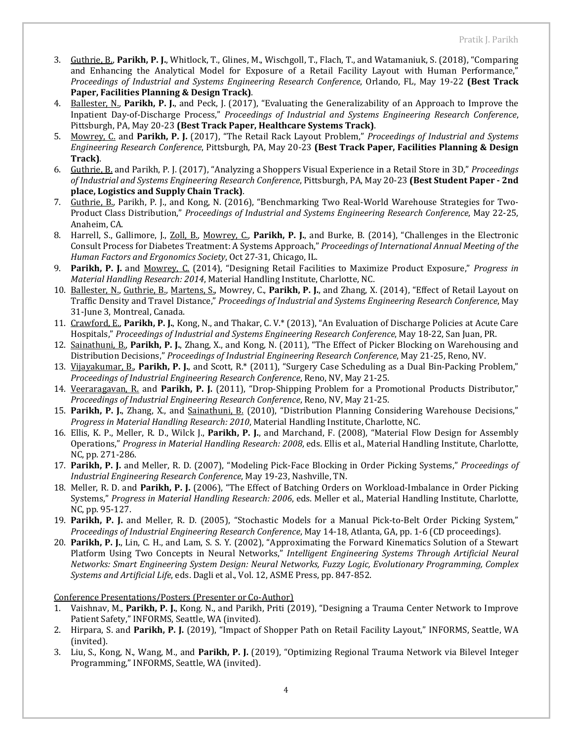3. Guthrie, B., **Parikh, P. J.**, Whitlock, T., Glines, M., Wischgoll, T., Flach, T., and Watamaniuk, S. (2018), "Comparing and Enhancing the Analytical Model for Exposure of a Retail Facility Layout with Human Performance," *Proceedings of Industrial and Systems Engineering Research Conference*, Orlando, FL, May 19-22 **(Best Track Paper, Facilities Planning & Design Track)**.
4. Ballester, N., **Parikh, P. J.**, and Peck, J. (2017), "Evaluating the Generalizability of an Approach to Improve the Inpatient Day-of-Discharge Process," *Proceedings of Industrial and Systems Engineering Research Conference*, Pittsburgh, PA, May 20-23 **(Best Track Paper, Healthcare Systems Track)**.
5. Mowrey, C. and **Parikh, P. J.** (2017), "The Retail Rack Layout Problem," *Proceedings of Industrial and Systems Engineering Research Conference*, Pittsburgh, PA, May 20-23 **(Best Track Paper, Facilities Planning & Design Track)**.
6. Guthrie, B. and Parikh, P. J. (2017), "Analyzing a Shoppers Visual Experience in a Retail Store in 3D," *Proceedings of Industrial and Systems Engineering Research Conference*, Pittsburgh, PA, May 20-23 **(Best Student Paper - 2nd place, Logistics and Supply Chain Track)**.
7. Guthrie, B., Parikh, P. J., and Kong, N. (2016), "Benchmarking Two Real-World Warehouse Strategies for Two-Product Class Distribution," *Proceedings of Industrial and Systems Engineering Research Conference*, May 22-25, Anaheim, CA.
8. Harrell, S., Gallimore, J., Zoll, B., Mowrey, C., **Parikh, P. J.**, and Burke, B. (2014), "Challenges in the Electronic Consult Process for Diabetes Treatment: A Systems Approach," *Proceedings of International Annual Meeting of the Human Factors and Ergonomics Society*, Oct 27-31, Chicago, IL.
9. **Parikh, P. J.** and Mowrey, C. (2014), "Designing Retail Facilities to Maximize Product Exposure," *Progress in Material Handling Research: 2014*, Material Handling Institute, Charlotte, NC.
10. Ballester, N., Guthrie, B., Martens, S., Mowrey, C., **Parikh, P. J.**, and Zhang, X. (2014), "Effect of Retail Layout on Traffic Density and Travel Distance," *Proceedings of Industrial and Systems Engineering Research Conference*, May 31-June 3, Montreal, Canada.
11. Crawford, E., **Parikh, P. J.**, Kong, N., and Thakar, C. V.* (2013), "An Evaluation of Discharge Policies at Acute Care Hospitals," *Proceedings of Industrial and Systems Engineering Research Conference*, May 18-22, San Juan, PR.
12. Sainathuni, B., **Parikh, P. J.**, Zhang, X., and Kong, N. (2011), "The Effect of Picker Blocking on Warehousing and Distribution Decisions," *Proceedings of Industrial Engineering Research Conference*, May 21-25, Reno, NV.
13. Vijayakumar, B., **Parikh, P. J.**, and Scott, R.* (2011), "Surgery Case Scheduling as a Dual Bin-Packing Problem," *Proceedings of Industrial Engineering Research Conference*, Reno, NV, May 21-25.
14. Veeraragavan, R. and **Parikh, P. J.** (2011), "Drop-Shipping Problem for a Promotional Products Distributor," *Proceedings of Industrial Engineering Research Conference*, Reno, NV, May 21-25.
15. **Parikh, P. J.**, Zhang, X., and Sainathuni, B. (2010), "Distribution Planning Considering Warehouse Decisions," *Progress in Material Handling Research: 2010*, Material Handling Institute, Charlotte, NC.
16. Ellis, K. P., Meller, R. D., Wilck J., **Parikh, P. J.**, and Marchand, F. (2008), "Material Flow Design for Assembly Operations," *Progress in Material Handling Research: 2008*, eds. Ellis et al., Material Handling Institute, Charlotte, NC, pp. 271-286.
17. **Parikh, P. J.** and Meller, R. D. (2007), "Modeling Pick-Face Blocking in Order Picking Systems," *Proceedings of Industrial Engineering Research Conference*, May 19-23, Nashville, TN.
18. Meller, R. D. and **Parikh, P. J.** (2006), "The Effect of Batching Orders on Workload-Imbalance in Order Picking Systems," *Progress in Material Handling Research: 2006*, eds. Meller et al., Material Handling Institute, Charlotte, NC, pp. 95-127.
19. **Parikh, P. J.** and Meller, R. D. (2005), "Stochastic Models for a Manual Pick-to-Belt Order Picking System," *Proceedings of Industrial Engineering Research Conference*, May 14-18, Atlanta, GA, pp. 1-6 (CD proceedings).
20. **Parikh, P. J.**, Lin, C. H., and Lam, S. S. Y. (2002), "Approximating the Forward Kinematics Solution of a Stewart Platform Using Two Concepts in Neural Networks," *Intelligent Engineering Systems Through Artificial Neural Networks: Smart Engineering System Design: Neural Networks, Fuzzy Logic, Evolutionary Programming, Complex Systems and Artificial Life*, eds. Dagli et al., Vol. 12, ASME Press, pp. 847-852.

Conference Presentations/Posters (Presenter or Co-Author)

1. Vaishnav, M., **Parikh, P. J.**, Kong. N., and Parikh, Priti (2019), "Designing a Trauma Center Network to Improve Patient Safety," INFORMS, Seattle, WA (invited).
2. Hirpara, S. and **Parikh, P. J.** (2019), "Impact of Shopper Path on Retail Facility Layout," INFORMS, Seattle, WA (invited).
3. Liu, S., Kong, N., Wang, M., and **Parikh, P. J.** (2019), "Optimizing Regional Trauma Network via Bilevel Integer Programming," INFORMS, Seattle, WA (invited).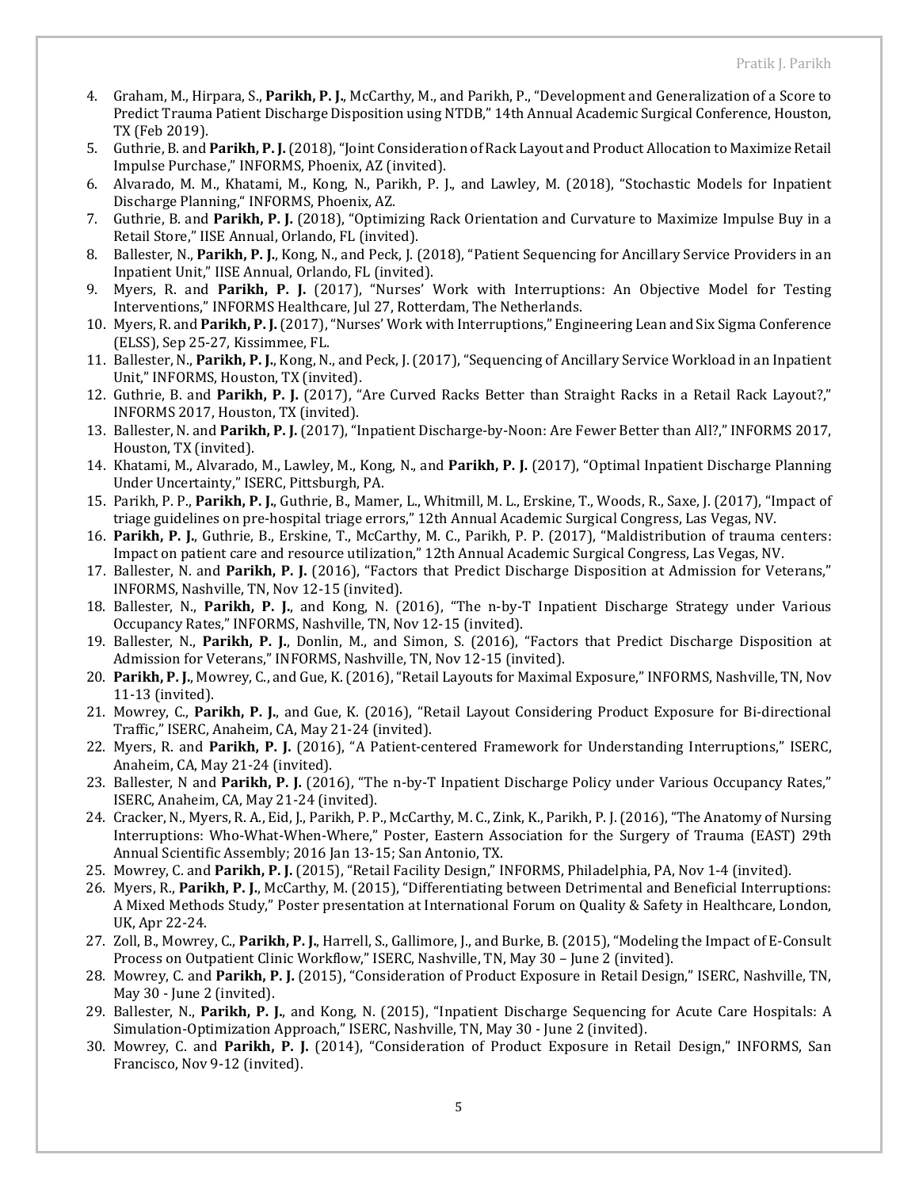4. Graham, M., Hirpara, S., **Parikh, P. J.**, McCarthy, M., and Parikh, P., "Development and Generalization of a Score to Predict Trauma Patient Discharge Disposition using NTDB," 14th Annual Academic Surgical Conference, Houston, TX (Feb 2019).
5. Guthrie, B. and **Parikh, P. J.** (2018), "Joint Consideration of Rack Layout and Product Allocation to Maximize Retail Impulse Purchase," INFORMS, Phoenix, AZ (invited).
6. Alvarado, M. M., Khatami, M., Kong, N., Parikh, P. J., and Lawley, M. (2018), "Stochastic Models for Inpatient Discharge Planning," INFORMS, Phoenix, AZ.
7. Guthrie, B. and **Parikh, P. J.** (2018), "Optimizing Rack Orientation and Curvature to Maximize Impulse Buy in a Retail Store," IISE Annual, Orlando, FL (invited).
8. Ballester, N., **Parikh, P. J.**, Kong, N., and Peck, J. (2018), "Patient Sequencing for Ancillary Service Providers in an Inpatient Unit," IISE Annual, Orlando, FL (invited).
9. Myers, R. and **Parikh, P. J.** (2017), "Nurses' Work with Interruptions: An Objective Model for Testing Interventions," INFORMS Healthcare, Jul 27, Rotterdam, The Netherlands.
10. Myers, R. and **Parikh, P. J.** (2017), "Nurses' Work with Interruptions," Engineering Lean and Six Sigma Conference (ELSS), Sep 25-27, Kissimmee, FL.
11. Ballester, N., **Parikh, P. J.**, Kong, N., and Peck, J. (2017), "Sequencing of Ancillary Service Workload in an Inpatient Unit," INFORMS, Houston, TX (invited).
12. Guthrie, B. and **Parikh, P. J.** (2017), "Are Curved Racks Better than Straight Racks in a Retail Rack Layout?," INFORMS 2017, Houston, TX (invited).
13. Ballester, N. and **Parikh, P. J.** (2017), "Inpatient Discharge-by-Noon: Are Fewer Better than All?," INFORMS 2017, Houston, TX (invited).
14. Khatami, M., Alvarado, M., Lawley, M., Kong, N., and **Parikh, P. J.** (2017), "Optimal Inpatient Discharge Planning Under Uncertainty," ISERC, Pittsburgh, PA.
15. Parikh, P. P., **Parikh, P. J.**, Guthrie, B., Mamer, L., Whitmill, M. L., Erskine, T., Woods, R., Saxe, J. (2017), "Impact of triage guidelines on pre-hospital triage errors," 12th Annual Academic Surgical Congress, Las Vegas, NV.
16. **Parikh, P. J.**, Guthrie, B., Erskine, T., McCarthy, M. C., Parikh, P. P. (2017), "Maldistribution of trauma centers: Impact on patient care and resource utilization," 12th Annual Academic Surgical Congress, Las Vegas, NV.
17. Ballester, N. and **Parikh, P. J.** (2016), "Factors that Predict Discharge Disposition at Admission for Veterans," INFORMS, Nashville, TN, Nov 12-15 (invited).
18. Ballester, N., **Parikh, P. J.**, and Kong, N. (2016), "The n-by-T Inpatient Discharge Strategy under Various Occupancy Rates," INFORMS, Nashville, TN, Nov 12-15 (invited).
19. Ballester, N., **Parikh, P. J.**, Donlin, M., and Simon, S. (2016), "Factors that Predict Discharge Disposition at Admission for Veterans," INFORMS, Nashville, TN, Nov 12-15 (invited).
20. **Parikh, P. J.**, Mowrey, C., and Gue, K. (2016), "Retail Layouts for Maximal Exposure," INFORMS, Nashville, TN, Nov 11-13 (invited).
21. Mowrey, C., **Parikh, P. J.**, and Gue, K. (2016), "Retail Layout Considering Product Exposure for Bi-directional Traffic," ISERC, Anaheim, CA, May 21-24 (invited).
22. Myers, R. and **Parikh, P. J.** (2016), "A Patient-centered Framework for Understanding Interruptions," ISERC, Anaheim, CA, May 21-24 (invited).
23. Ballester, N and **Parikh, P. J.** (2016), "The n-by-T Inpatient Discharge Policy under Various Occupancy Rates," ISERC, Anaheim, CA, May 21-24 (invited).
24. Cracker, N., Myers, R. A., Eid, J., Parikh, P. P., McCarthy, M. C., Zink, K., Parikh, P. J. (2016), "The Anatomy of Nursing Interruptions: Who-What-When-Where," Poster, Eastern Association for the Surgery of Trauma (EAST) 29th Annual Scientific Assembly; 2016 Jan 13-15; San Antonio, TX.
25. Mowrey, C. and **Parikh, P. J.** (2015), "Retail Facility Design," INFORMS, Philadelphia, PA, Nov 1-4 (invited).
26. Myers, R., **Parikh, P. J.**, McCarthy, M. (2015), "Differentiating between Detrimental and Beneficial Interruptions: A Mixed Methods Study," Poster presentation at International Forum on Quality & Safety in Healthcare, London, UK, Apr 22-24.
27. Zoll, B., Mowrey, C., **Parikh, P. J.**, Harrell, S., Gallimore, J., and Burke, B. (2015), "Modeling the Impact of E-Consult Process on Outpatient Clinic Workflow," ISERC, Nashville, TN, May 30 – June 2 (invited).
28. Mowrey, C. and **Parikh, P. J.** (2015), "Consideration of Product Exposure in Retail Design," ISERC, Nashville, TN, May 30 - June 2 (invited).
29. Ballester, N., **Parikh, P. J.**, and Kong, N. (2015), "Inpatient Discharge Sequencing for Acute Care Hospitals: A Simulation-Optimization Approach," ISERC, Nashville, TN, May 30 - June 2 (invited).
30. Mowrey, C. and **Parikh, P. J.** (2014), "Consideration of Product Exposure in Retail Design," INFORMS, San Francisco, Nov 9-12 (invited).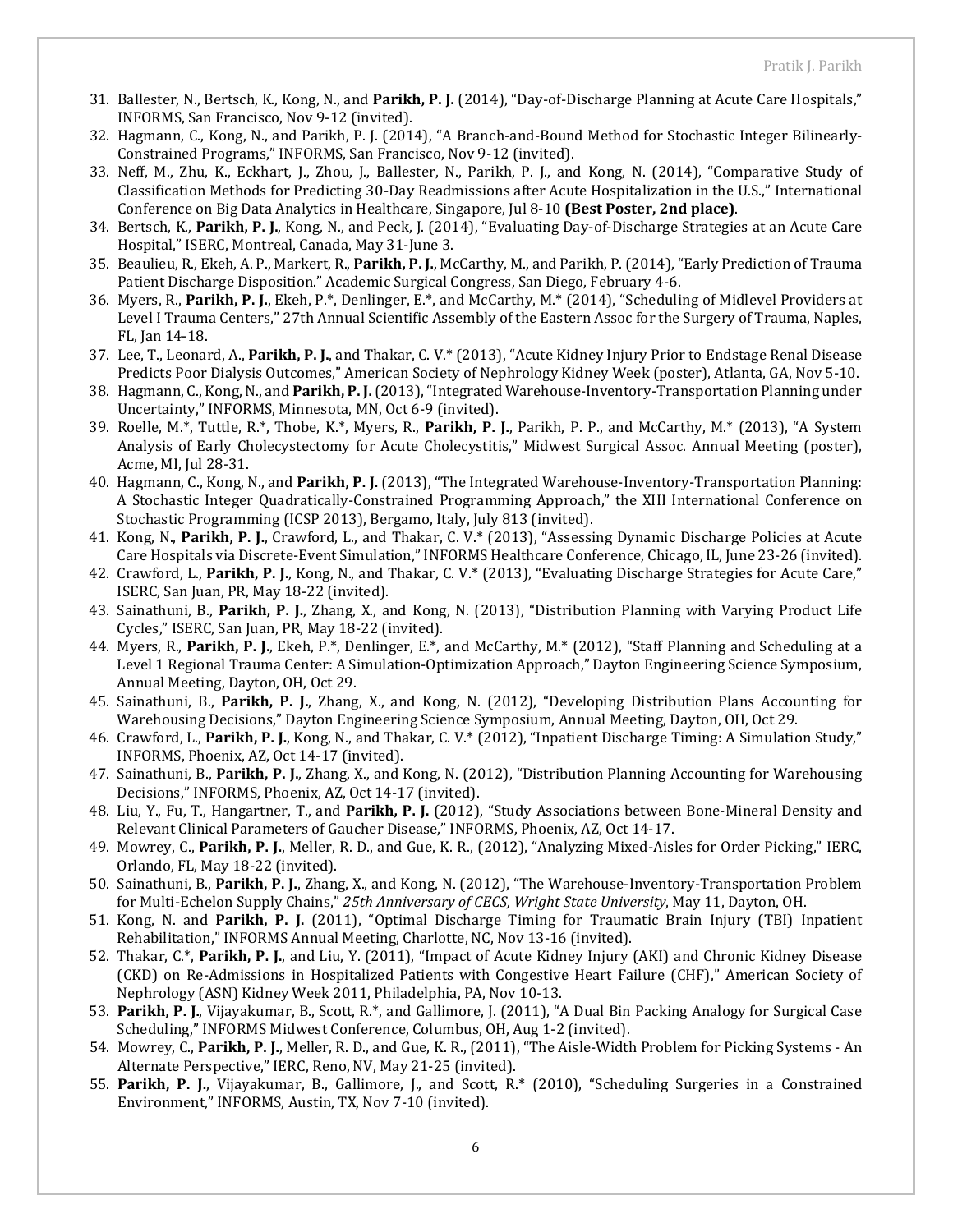31. Ballester, N., Bertsch, K., Kong, N., and **Parikh, P. J.** (2014), "Day-of-Discharge Planning at Acute Care Hospitals," INFORMS, San Francisco, Nov 9-12 (invited).
32. Hagmann, C., Kong, N., and Parikh, P. J. (2014), "A Branch-and-Bound Method for Stochastic Integer Bilinearly-Constrained Programs," INFORMS, San Francisco, Nov 9-12 (invited).
33. Neff, M., Zhu, K., Eckhart, J., Zhou, J., Ballester, N., Parikh, P. J., and Kong, N. (2014), "Comparative Study of Classification Methods for Predicting 30-Day Readmissions after Acute Hospitalization in the U.S.," International Conference on Big Data Analytics in Healthcare, Singapore, Jul 8-10 **(Best Poster, 2nd place)**.
34. Bertsch, K., **Parikh, P. J.**, Kong, N., and Peck, J. (2014), "Evaluating Day-of-Discharge Strategies at an Acute Care Hospital," ISERC, Montreal, Canada, May 31-June 3.
35. Beaulieu, R., Ekeh, A. P., Markert, R., **Parikh, P. J.**, McCarthy, M., and Parikh, P. (2014), "Early Prediction of Trauma Patient Discharge Disposition." Academic Surgical Congress, San Diego, February 4-6.
36. Myers, R., **Parikh, P. J.**, Ekeh, P.\*, Denlinger, E.\*, and McCarthy, M.\* (2014), "Scheduling of Midlevel Providers at Level I Trauma Centers," 27th Annual Scientific Assembly of the Eastern Assoc for the Surgery of Trauma, Naples, FL, Jan 14-18.
37. Lee, T., Leonard, A., **Parikh, P. J.**, and Thakar, C. V.\* (2013), "Acute Kidney Injury Prior to Endstage Renal Disease Predicts Poor Dialysis Outcomes," American Society of Nephrology Kidney Week (poster), Atlanta, GA, Nov 5-10.
38. Hagmann, C., Kong, N., and **Parikh, P. J.** (2013), "Integrated Warehouse-Inventory-Transportation Planning under Uncertainty," INFORMS, Minnesota, MN, Oct 6-9 (invited).
39. Roelle, M.\*, Tuttle, R.\*, Thobe, K.\*, Myers, R., **Parikh, P. J.**, Parikh, P. P., and McCarthy, M.\* (2013), "A System Analysis of Early Cholecystectomy for Acute Cholecystitis," Midwest Surgical Assoc. Annual Meeting (poster), Acme, MI, Jul 28-31.
40. Hagmann, C., Kong, N., and **Parikh, P. J.** (2013), "The Integrated Warehouse-Inventory-Transportation Planning: A Stochastic Integer Quadratically-Constrained Programming Approach," the XIII International Conference on Stochastic Programming (ICSP 2013), Bergamo, Italy, July 813 (invited).
41. Kong, N., **Parikh, P. J.**, Crawford, L., and Thakar, C. V.\* (2013), "Assessing Dynamic Discharge Policies at Acute Care Hospitals via Discrete-Event Simulation," INFORMS Healthcare Conference, Chicago, IL, June 23-26 (invited).
42. Crawford, L., **Parikh, P. J.**, Kong, N., and Thakar, C. V.\* (2013), "Evaluating Discharge Strategies for Acute Care," ISERC, San Juan, PR, May 18-22 (invited).
43. Sainathuni, B., **Parikh, P. J.**, Zhang, X., and Kong, N. (2013), "Distribution Planning with Varying Product Life Cycles," ISERC, San Juan, PR, May 18-22 (invited).
44. Myers, R., **Parikh, P. J.**, Ekeh, P.\*, Denlinger, E.\*, and McCarthy, M.\* (2012), "Staff Planning and Scheduling at a Level 1 Regional Trauma Center: A Simulation-Optimization Approach," Dayton Engineering Science Symposium, Annual Meeting, Dayton, OH, Oct 29.
45. Sainathuni, B., **Parikh, P. J.**, Zhang, X., and Kong, N. (2012), "Developing Distribution Plans Accounting for Warehousing Decisions," Dayton Engineering Science Symposium, Annual Meeting, Dayton, OH, Oct 29.
46. Crawford, L., **Parikh, P. J.**, Kong, N., and Thakar, C. V.\* (2012), "Inpatient Discharge Timing: A Simulation Study," INFORMS, Phoenix, AZ, Oct 14-17 (invited).
47. Sainathuni, B., **Parikh, P. J.**, Zhang, X., and Kong, N. (2012), "Distribution Planning Accounting for Warehousing Decisions," INFORMS, Phoenix, AZ, Oct 14-17 (invited).
48. Liu, Y., Fu, T., Hangartner, T., and **Parikh, P. J.** (2012), "Study Associations between Bone-Mineral Density and Relevant Clinical Parameters of Gaucher Disease," INFORMS, Phoenix, AZ, Oct 14-17.
49. Mowrey, C., **Parikh, P. J.**, Meller, R. D., and Gue, K. R., (2012), "Analyzing Mixed-Aisles for Order Picking," IERC, Orlando, FL, May 18-22 (invited).
50. Sainathuni, B., **Parikh, P. J.**, Zhang, X., and Kong, N. (2012), "The Warehouse-Inventory-Transportation Problem for Multi-Echelon Supply Chains," *25th Anniversary of CECS, Wright State University*, May 11, Dayton, OH.
51. Kong, N. and **Parikh, P. J.** (2011), "Optimal Discharge Timing for Traumatic Brain Injury (TBI) Inpatient Rehabilitation," INFORMS Annual Meeting, Charlotte, NC, Nov 13-16 (invited).
52. Thakar, C.\*, **Parikh, P. J.**, and Liu, Y. (2011), "Impact of Acute Kidney Injury (AKI) and Chronic Kidney Disease (CKD) on Re-Admissions in Hospitalized Patients with Congestive Heart Failure (CHF)," American Society of Nephrology (ASN) Kidney Week 2011, Philadelphia, PA, Nov 10-13.
53. **Parikh, P. J.**, Vijayakumar, B., Scott, R.\*, and Gallimore, J. (2011), "A Dual Bin Packing Analogy for Surgical Case Scheduling," INFORMS Midwest Conference, Columbus, OH, Aug 1-2 (invited).
54. Mowrey, C., **Parikh, P. J.**, Meller, R. D., and Gue, K. R., (2011), "The Aisle-Width Problem for Picking Systems - An Alternate Perspective," IERC, Reno, NV, May 21-25 (invited).
55. **Parikh, P. J.**, Vijayakumar, B., Gallimore, J., and Scott, R.\* (2010), "Scheduling Surgeries in a Constrained Environment," INFORMS, Austin, TX, Nov 7-10 (invited).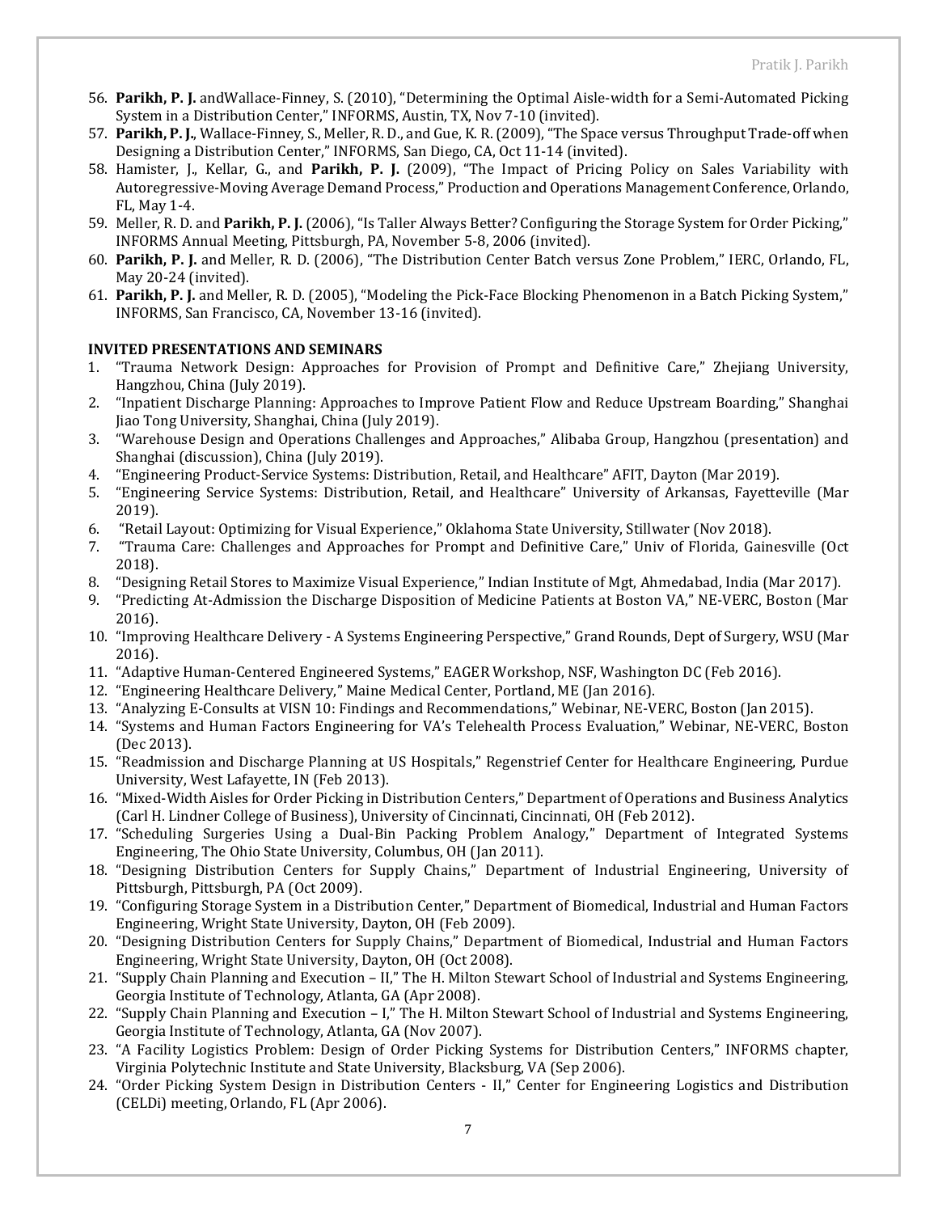56. **Parikh, P. J.** andWallace-Finney, S. (2010), "Determining the Optimal Aisle-width for a Semi-Automated Picking System in a Distribution Center," INFORMS, Austin, TX, Nov 7-10 (invited).
57. **Parikh, P. J.**, Wallace-Finney, S., Meller, R. D., and Gue, K. R. (2009), "The Space versus Throughput Trade-off when Designing a Distribution Center," INFORMS, San Diego, CA, Oct 11-14 (invited).
58. Hamister, J., Kellar, G., and **Parikh, P. J.** (2009), "The Impact of Pricing Policy on Sales Variability with Autoregressive-Moving Average Demand Process," Production and Operations Management Conference, Orlando, FL, May 1-4.
59. Meller, R. D. and **Parikh, P. J.** (2006), "Is Taller Always Better? Configuring the Storage System for Order Picking," INFORMS Annual Meeting, Pittsburgh, PA, November 5-8, 2006 (invited).
60. **Parikh, P. J.** and Meller, R. D. (2006), "The Distribution Center Batch versus Zone Problem," IERC, Orlando, FL, May 20-24 (invited).
61. **Parikh, P. J.** and Meller, R. D. (2005), "Modeling the Pick-Face Blocking Phenomenon in a Batch Picking System," INFORMS, San Francisco, CA, November 13-16 (invited).

**INVITED PRESENTATIONS AND SEMINARS**

1. "Trauma Network Design: Approaches for Provision of Prompt and Definitive Care," Zhejiang University, Hangzhou, China (July 2019).
2. "Inpatient Discharge Planning: Approaches to Improve Patient Flow and Reduce Upstream Boarding," Shanghai Jiao Tong University, Shanghai, China (July 2019).
3. "Warehouse Design and Operations Challenges and Approaches," Alibaba Group, Hangzhou (presentation) and Shanghai (discussion), China (July 2019).
4. "Engineering Product-Service Systems: Distribution, Retail, and Healthcare" AFIT, Dayton (Mar 2019).
5. "Engineering Service Systems: Distribution, Retail, and Healthcare" University of Arkansas, Fayetteville (Mar 2019).
6. "Retail Layout: Optimizing for Visual Experience," Oklahoma State University, Stillwater (Nov 2018).
7. "Trauma Care: Challenges and Approaches for Prompt and Definitive Care," Univ of Florida, Gainesville (Oct 2018).
8. "Designing Retail Stores to Maximize Visual Experience," Indian Institute of Mgt, Ahmedabad, India (Mar 2017).
9. "Predicting At-Admission the Discharge Disposition of Medicine Patients at Boston VA," NE-VERC, Boston (Mar 2016).
10. "Improving Healthcare Delivery - A Systems Engineering Perspective," Grand Rounds, Dept of Surgery, WSU (Mar 2016).
11. "Adaptive Human-Centered Engineered Systems," EAGER Workshop, NSF, Washington DC (Feb 2016).
12. "Engineering Healthcare Delivery," Maine Medical Center, Portland, ME (Jan 2016).
13. "Analyzing E-Consults at VISN 10: Findings and Recommendations," Webinar, NE-VERC, Boston (Jan 2015).
14. "Systems and Human Factors Engineering for VA's Telehealth Process Evaluation," Webinar, NE-VERC, Boston (Dec 2013).
15. "Readmission and Discharge Planning at US Hospitals," Regenstrief Center for Healthcare Engineering, Purdue University, West Lafayette, IN (Feb 2013).
16. "Mixed-Width Aisles for Order Picking in Distribution Centers," Department of Operations and Business Analytics (Carl H. Lindner College of Business), University of Cincinnati, Cincinnati, OH (Feb 2012).
17. "Scheduling Surgeries Using a Dual-Bin Packing Problem Analogy," Department of Integrated Systems Engineering, The Ohio State University, Columbus, OH (Jan 2011).
18. "Designing Distribution Centers for Supply Chains," Department of Industrial Engineering, University of Pittsburgh, Pittsburgh, PA (Oct 2009).
19. "Configuring Storage System in a Distribution Center," Department of Biomedical, Industrial and Human Factors Engineering, Wright State University, Dayton, OH (Feb 2009).
20. "Designing Distribution Centers for Supply Chains," Department of Biomedical, Industrial and Human Factors Engineering, Wright State University, Dayton, OH (Oct 2008).
21. "Supply Chain Planning and Execution – II," The H. Milton Stewart School of Industrial and Systems Engineering, Georgia Institute of Technology, Atlanta, GA (Apr 2008).
22. "Supply Chain Planning and Execution – I," The H. Milton Stewart School of Industrial and Systems Engineering, Georgia Institute of Technology, Atlanta, GA (Nov 2007).
23. "A Facility Logistics Problem: Design of Order Picking Systems for Distribution Centers," INFORMS chapter, Virginia Polytechnic Institute and State University, Blacksburg, VA (Sep 2006).
24. "Order Picking System Design in Distribution Centers - II," Center for Engineering Logistics and Distribution (CELDi) meeting, Orlando, FL (Apr 2006).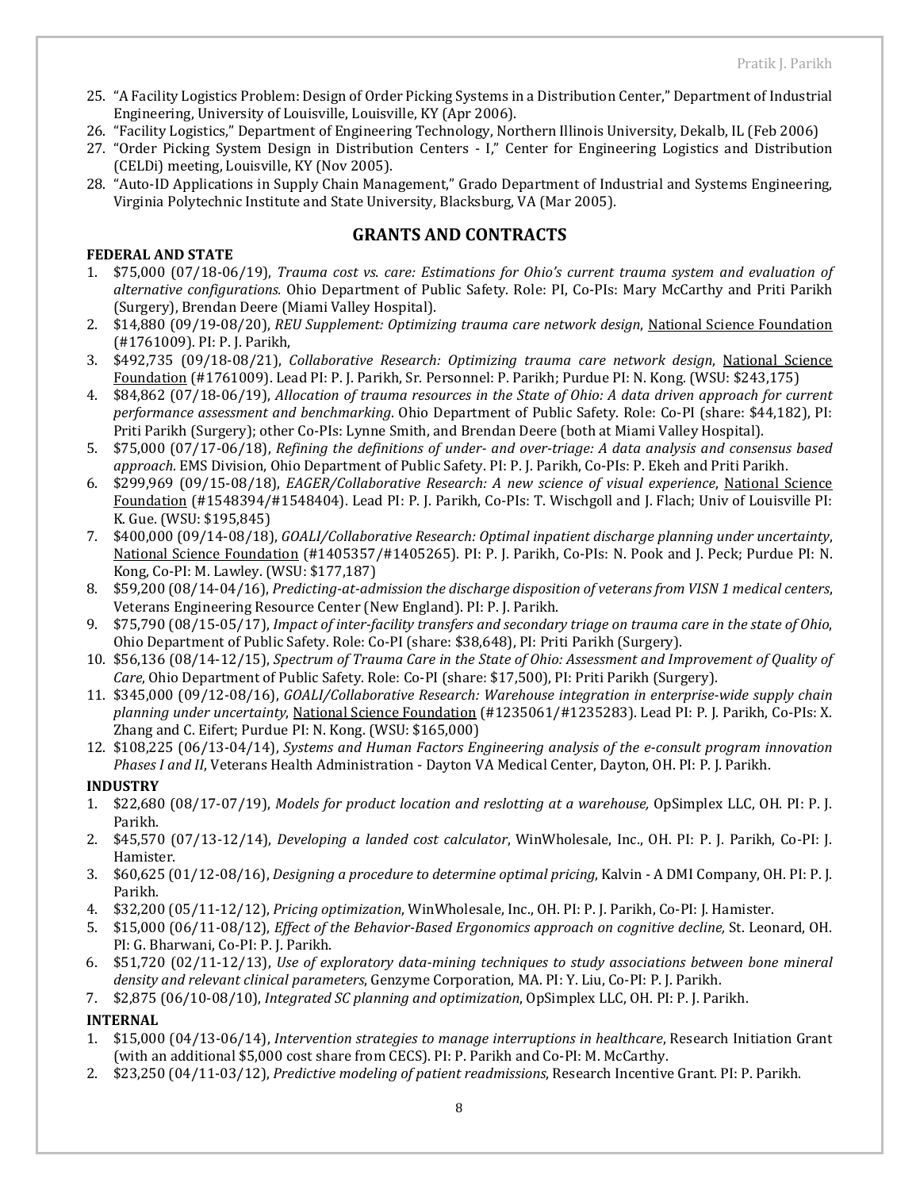25. "A Facility Logistics Problem: Design of Order Picking Systems in a Distribution Center," Department of Industrial Engineering, University of Louisville, Louisville, KY (Apr 2006).
26. "Facility Logistics," Department of Engineering Technology, Northern Illinois University, Dekalb, IL (Feb 2006)
27. "Order Picking System Design in Distribution Centers - I," Center for Engineering Logistics and Distribution (CELDi) meeting, Louisville, KY (Nov 2005).
28. "Auto-ID Applications in Supply Chain Management," Grado Department of Industrial and Systems Engineering, Virginia Polytechnic Institute and State University, Blacksburg, VA (Mar 2005).

## GRANTS AND CONTRACTS

**FEDERAL AND STATE**

1. $75,000 (07/18-06/19), *Trauma cost vs. care: Estimations for Ohio's current trauma system and evaluation of alternative configurations.* Ohio Department of Public Safety. Role: PI, Co-PIs: Mary McCarthy and Priti Parikh (Surgery), Brendan Deere (Miami Valley Hospital).
2. $14,880 (09/19-08/20), *REU Supplement: Optimizing trauma care network design*, National Science Foundation (#1761009). PI: P. J. Parikh,
3. $492,735 (09/18-08/21), *Collaborative Research: Optimizing trauma care network design*, National Science Foundation (#1761009). Lead PI: P. J. Parikh, Sr. Personnel: P. Parikh; Purdue PI: N. Kong. (WSU: $243,175)
4. $84,862 (07/18-06/19), *Allocation of trauma resources in the State of Ohio: A data driven approach for current performance assessment and benchmarking*. Ohio Department of Public Safety. Role: Co-PI (share: $44,182), PI: Priti Parikh (Surgery); other Co-PIs: Lynne Smith, and Brendan Deere (both at Miami Valley Hospital).
5. $75,000 (07/17-06/18), *Refining the definitions of under- and over-triage: A data analysis and consensus based approach*. EMS Division, Ohio Department of Public Safety. PI: P. J. Parikh, Co-PIs: P. Ekeh and Priti Parikh.
6. $299,969 (09/15-08/18), *EAGER/Collaborative Research: A new science of visual experience*, National Science Foundation (#1548394/#1548404). Lead PI: P. J. Parikh, Co-PIs: T. Wischgoll and J. Flach; Univ of Louisville PI: K. Gue. (WSU: $195,845)
7. $400,000 (09/14-08/18), *GOALI/Collaborative Research: Optimal inpatient discharge planning under uncertainty*, National Science Foundation (#1405357/#1405265). PI: P. J. Parikh, Co-PIs: N. Pook and J. Peck; Purdue PI: N. Kong, Co-PI: M. Lawley. (WSU: $177,187)
8. $59,200 (08/14-04/16), *Predicting-at-admission the discharge disposition of veterans from VISN 1 medical centers*, Veterans Engineering Resource Center (New England). PI: P. J. Parikh.
9. $75,790 (08/15-05/17), *Impact of inter-facility transfers and secondary triage on trauma care in the state of Ohio*, Ohio Department of Public Safety. Role: Co-PI (share: $38,648), PI: Priti Parikh (Surgery).
10. $56,136 (08/14-12/15), *Spectrum of Trauma Care in the State of Ohio: Assessment and Improvement of Quality of Care*, Ohio Department of Public Safety. Role: Co-PI (share: $17,500), PI: Priti Parikh (Surgery).
11. $345,000 (09/12-08/16), *GOALI/Collaborative Research: Warehouse integration in enterprise-wide supply chain planning under uncertainty*, National Science Foundation (#1235061/#1235283). Lead PI: P. J. Parikh, Co-PIs: X. Zhang and C. Eifert; Purdue PI: N. Kong. (WSU: $165,000)
12. $108,225 (06/13-04/14), *Systems and Human Factors Engineering analysis of the e-consult program innovation Phases I and II*, Veterans Health Administration - Dayton VA Medical Center, Dayton, OH. PI: P. J. Parikh.

**INDUSTRY**

1. $22,680 (08/17-07/19), *Models for product location and reslotting at a warehouse,* OpSimplex LLC, OH. PI: P. J. Parikh.
2. $45,570 (07/13-12/14), *Developing a landed cost calculator*, WinWholesale, Inc., OH. PI: P. J. Parikh, Co-PI: J. Hamister.
3. $60,625 (01/12-08/16), *Designing a procedure to determine optimal pricing*, Kalvin - A DMI Company, OH. PI: P. J. Parikh.
4. $32,200 (05/11-12/12), *Pricing optimization*, WinWholesale, Inc., OH. PI: P. J. Parikh, Co-PI: J. Hamister.
5. $15,000 (06/11-08/12), *Effect of the Behavior-Based Ergonomics approach on cognitive decline,* St. Leonard, OH. PI: G. Bharwani, Co-PI: P. J. Parikh.
6. $51,720 (02/11-12/13), *Use of exploratory data-mining techniques to study associations between bone mineral density and relevant clinical parameters*, Genzyme Corporation, MA. PI: Y. Liu, Co-PI: P. J. Parikh.
7. $2,875 (06/10-08/10), *Integrated SC planning and optimization*, OpSimplex LLC, OH. PI: P. J. Parikh.

**INTERNAL**

1. $15,000 (04/13-06/14), *Intervention strategies to manage interruptions in healthcare*, Research Initiation Grant (with an additional $5,000 cost share from CECS). PI: P. Parikh and Co-PI: M. McCarthy.
2. $23,250 (04/11-03/12), *Predictive modeling of patient readmissions*, Research Incentive Grant. PI: P. Parikh.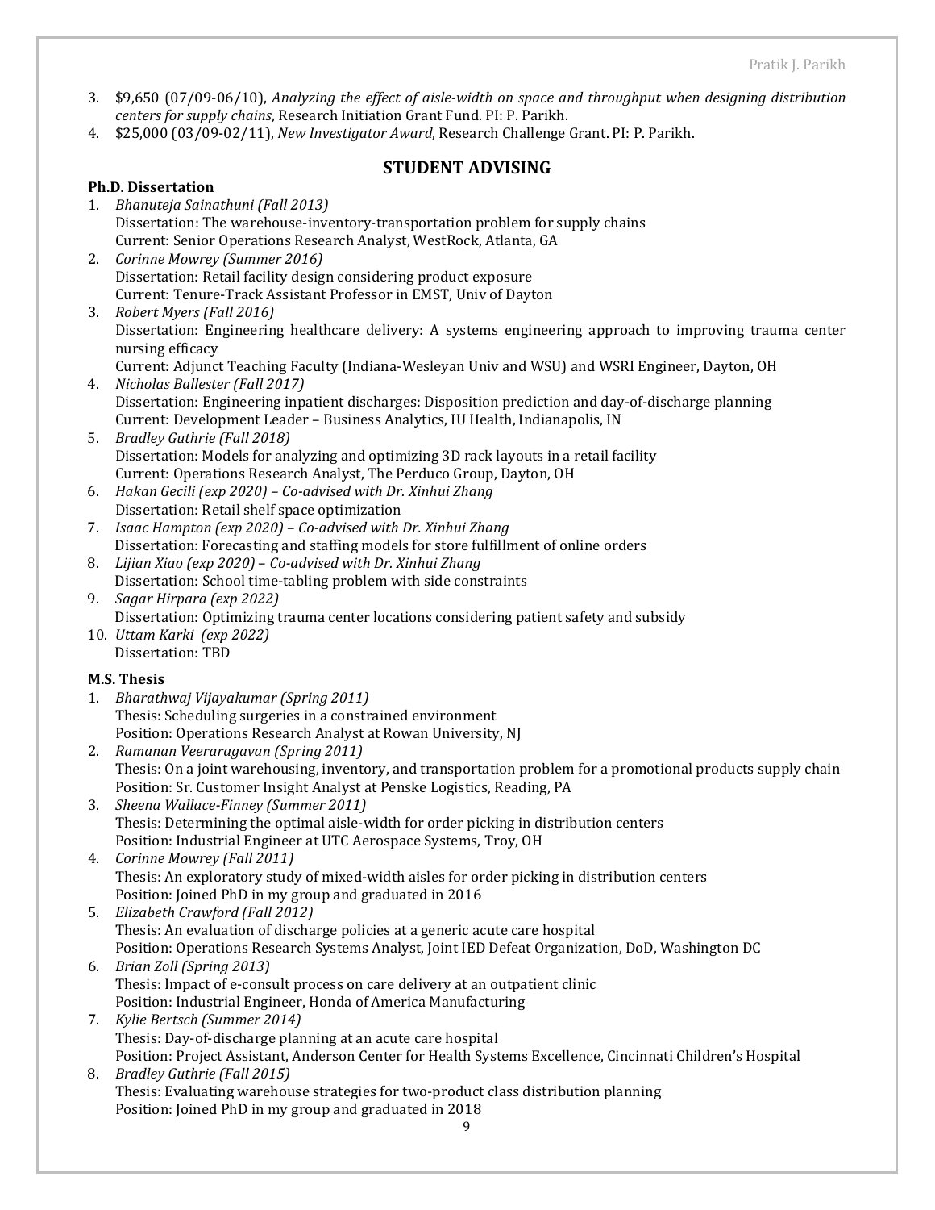3. \$9,650 (07/09-06/10), *Analyzing the effect of aisle-width on space and throughput when designing distribution centers for supply chains*, Research Initiation Grant Fund. PI: P. Parikh.
4. \$25,000 (03/09-02/11), *New Investigator Award*, Research Challenge Grant. PI: P. Parikh.

## STUDENT ADVISING

**Ph.D. Dissertation**

1. *Bhanuteja Sainathuni (Fall 2013)*
   Dissertation: The warehouse-inventory-transportation problem for supply chains
   Current: Senior Operations Research Analyst, WestRock, Atlanta, GA
2. *Corinne Mowrey (Summer 2016)*
   Dissertation: Retail facility design considering product exposure
   Current: Tenure-Track Assistant Professor in EMST, Univ of Dayton
3. *Robert Myers (Fall 2016)*
   Dissertation: Engineering healthcare delivery: A systems engineering approach to improving trauma center nursing efficacy
   Current: Adjunct Teaching Faculty (Indiana-Wesleyan Univ and WSU) and WSRI Engineer, Dayton, OH
4. *Nicholas Ballester (Fall 2017)*
   Dissertation: Engineering inpatient discharges: Disposition prediction and day-of-discharge planning
   Current: Development Leader – Business Analytics, IU Health, Indianapolis, IN
5. *Bradley Guthrie (Fall 2018)*
   Dissertation: Models for analyzing and optimizing 3D rack layouts in a retail facility
   Current: Operations Research Analyst, The Perduco Group, Dayton, OH
6. *Hakan Gecili (exp 2020) – Co-advised with Dr. Xinhui Zhang*
   Dissertation: Retail shelf space optimization
7. *Isaac Hampton (exp 2020) – Co-advised with Dr. Xinhui Zhang*
   Dissertation: Forecasting and staffing models for store fulfillment of online orders
8. *Lijian Xiao (exp 2020) – Co-advised with Dr. Xinhui Zhang*
   Dissertation: School time-tabling problem with side constraints
9. *Sagar Hirpara (exp 2022)*
   Dissertation: Optimizing trauma center locations considering patient safety and subsidy
10. *Uttam Karki (exp 2022)*
    Dissertation: TBD

**M.S. Thesis**

1. *Bharathwaj Vijayakumar (Spring 2011)*
   Thesis: Scheduling surgeries in a constrained environment
   Position: Operations Research Analyst at Rowan University, NJ
2. *Ramanan Veeraragavan (Spring 2011)*
   Thesis: On a joint warehousing, inventory, and transportation problem for a promotional products supply chain
   Position: Sr. Customer Insight Analyst at Penske Logistics, Reading, PA
3. *Sheena Wallace-Finney (Summer 2011)*
   Thesis: Determining the optimal aisle-width for order picking in distribution centers
   Position: Industrial Engineer at UTC Aerospace Systems, Troy, OH
4. *Corinne Mowrey (Fall 2011)*
   Thesis: An exploratory study of mixed-width aisles for order picking in distribution centers
   Position: Joined PhD in my group and graduated in 2016
5. *Elizabeth Crawford (Fall 2012)*
   Thesis: An evaluation of discharge policies at a generic acute care hospital
   Position: Operations Research Systems Analyst, Joint IED Defeat Organization, DoD, Washington DC
6. *Brian Zoll (Spring 2013)*
   Thesis: Impact of e-consult process on care delivery at an outpatient clinic
   Position: Industrial Engineer, Honda of America Manufacturing
7. *Kylie Bertsch (Summer 2014)*
   Thesis: Day-of-discharge planning at an acute care hospital
   Position: Project Assistant, Anderson Center for Health Systems Excellence, Cincinnati Children's Hospital
8. *Bradley Guthrie (Fall 2015)*
   Thesis: Evaluating warehouse strategies for two-product class distribution planning
   Position: Joined PhD in my group and graduated in 2018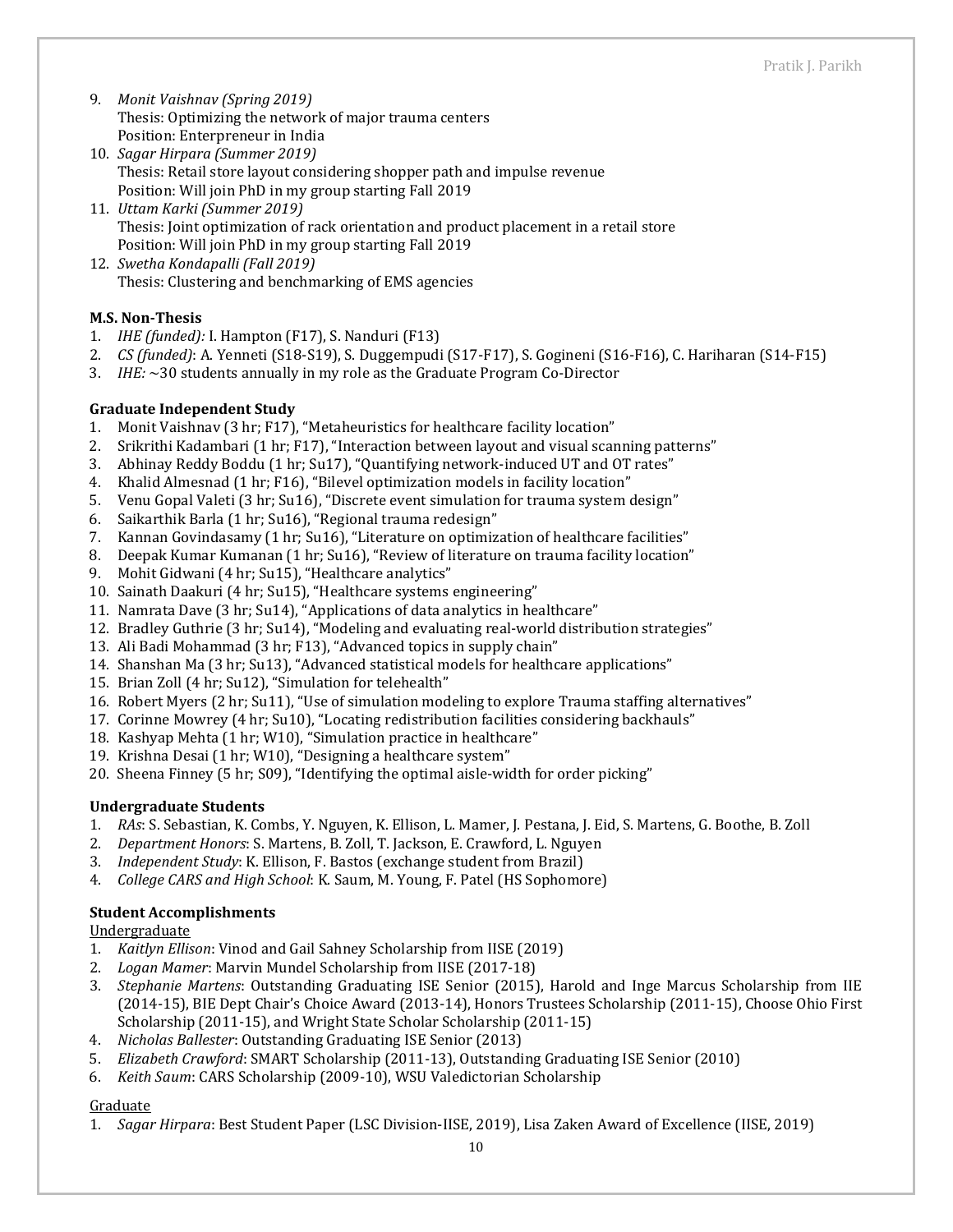9. *Monit Vaishnav (Spring 2019)*
   Thesis: Optimizing the network of major trauma centers
   Position: Enterpreneur in India
10. *Sagar Hirpara (Summer 2019)*
    Thesis: Retail store layout considering shopper path and impulse revenue
    Position: Will join PhD in my group starting Fall 2019
11. *Uttam Karki (Summer 2019)*
    Thesis: Joint optimization of rack orientation and product placement in a retail store
    Position: Will join PhD in my group starting Fall 2019
12. *Swetha Kondapalli (Fall 2019)*
    Thesis: Clustering and benchmarking of EMS agencies

**M.S. Non-Thesis**

1. *IHE (funded):* I. Hampton (F17), S. Nanduri (F13)
2. *CS (funded)*: A. Yenneti (S18-S19), S. Duggempudi (S17-F17), S. Gogineni (S16-F16), C. Hariharan (S14-F15)
3. *IHE:* ~30 students annually in my role as the Graduate Program Co-Director

**Graduate Independent Study**

1. Monit Vaishnav (3 hr; F17), "Metaheuristics for healthcare facility location"
2. Srikrithi Kadambari (1 hr; F17), "Interaction between layout and visual scanning patterns"
3. Abhinay Reddy Boddu (1 hr; Su17), "Quantifying network-induced UT and OT rates"
4. Khalid Almesnad (1 hr; F16), "Bilevel optimization models in facility location"
5. Venu Gopal Valeti (3 hr; Su16), "Discrete event simulation for trauma system design"
6. Saikarthik Barla (1 hr; Su16), "Regional trauma redesign"
7. Kannan Govindasamy (1 hr; Su16), "Literature on optimization of healthcare facilities"
8. Deepak Kumar Kumanan (1 hr; Su16), "Review of literature on trauma facility location"
9. Mohit Gidwani (4 hr; Su15), "Healthcare analytics"
10. Sainath Daakuri (4 hr; Su15), "Healthcare systems engineering"
11. Namrata Dave (3 hr; Su14), "Applications of data analytics in healthcare"
12. Bradley Guthrie (3 hr; Su14), "Modeling and evaluating real-world distribution strategies"
13. Ali Badi Mohammad (3 hr; F13), "Advanced topics in supply chain"
14. Shanshan Ma (3 hr; Su13), "Advanced statistical models for healthcare applications"
15. Brian Zoll (4 hr; Su12), "Simulation for telehealth"
16. Robert Myers (2 hr; Su11), "Use of simulation modeling to explore Trauma staffing alternatives"
17. Corinne Mowrey (4 hr; Su10), "Locating redistribution facilities considering backhauls"
18. Kashyap Mehta (1 hr; W10), "Simulation practice in healthcare"
19. Krishna Desai (1 hr; W10), "Designing a healthcare system"
20. Sheena Finney (5 hr; S09), "Identifying the optimal aisle-width for order picking"

**Undergraduate Students**

1. *RAs*: S. Sebastian, K. Combs, Y. Nguyen, K. Ellison, L. Mamer, J. Pestana, J. Eid, S. Martens, G. Boothe, B. Zoll
2. *Department Honors*: S. Martens, B. Zoll, T. Jackson, E. Crawford, L. Nguyen
3. *Independent Study*: K. Ellison, F. Bastos (exchange student from Brazil)
4. *College CARS and High School*: K. Saum, M. Young, F. Patel (HS Sophomore)

**Student Accomplishments**

Undergraduate

1. *Kaitlyn Ellison*: Vinod and Gail Sahney Scholarship from IISE (2019)
2. *Logan Mamer*: Marvin Mundel Scholarship from IISE (2017-18)
3. *Stephanie Martens*: Outstanding Graduating ISE Senior (2015), Harold and Inge Marcus Scholarship from IIE (2014-15), BIE Dept Chair's Choice Award (2013-14), Honors Trustees Scholarship (2011-15), Choose Ohio First Scholarship (2011-15), and Wright State Scholar Scholarship (2011-15)
4. *Nicholas Ballester*: Outstanding Graduating ISE Senior (2013)
5. *Elizabeth Crawford*: SMART Scholarship (2011-13), Outstanding Graduating ISE Senior (2010)
6. *Keith Saum*: CARS Scholarship (2009-10), WSU Valedictorian Scholarship

Graduate

1. *Sagar Hirpara*: Best Student Paper (LSC Division-IISE, 2019), Lisa Zaken Award of Excellence (IISE, 2019)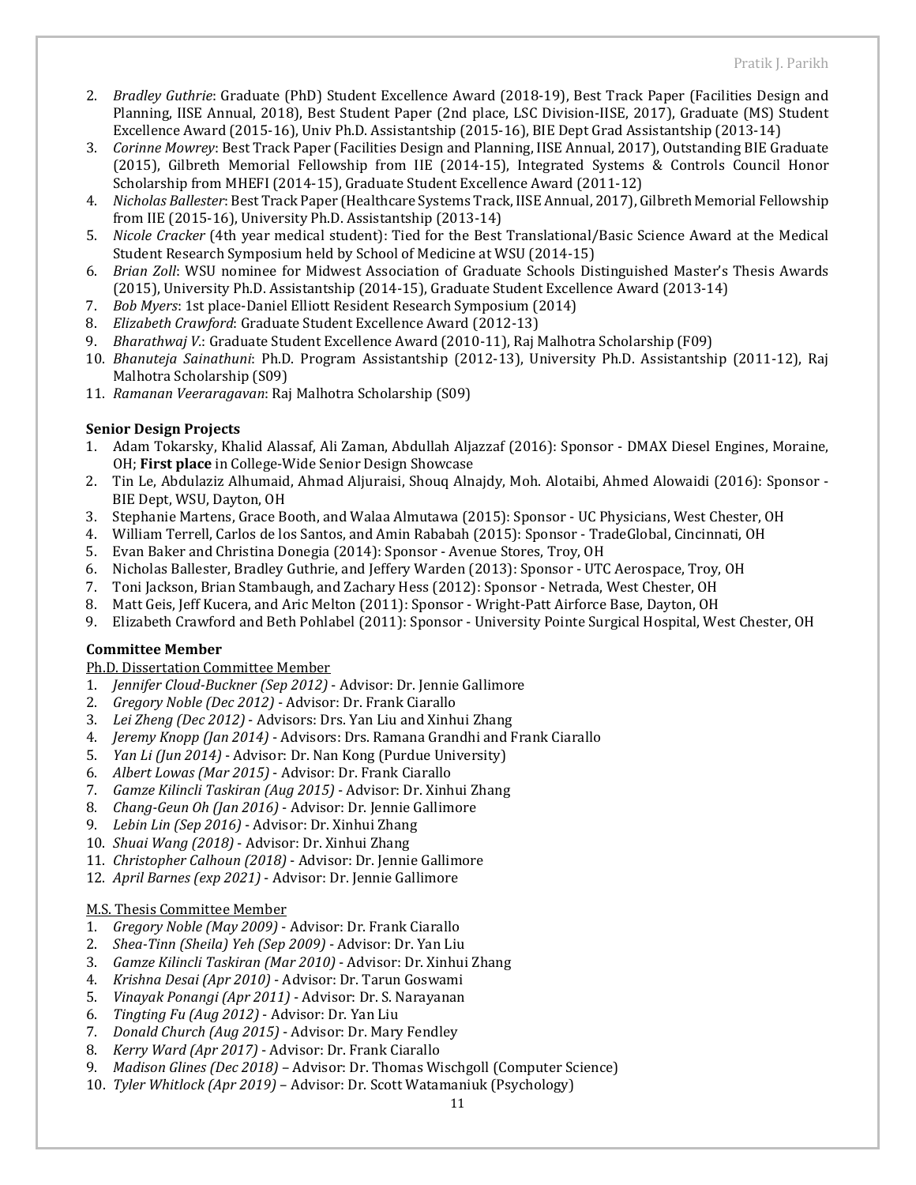2. *Bradley Guthrie*: Graduate (PhD) Student Excellence Award (2018-19), Best Track Paper (Facilities Design and Planning, IISE Annual, 2018), Best Student Paper (2nd place, LSC Division-IISE, 2017), Graduate (MS) Student Excellence Award (2015-16), Univ Ph.D. Assistantship (2015-16), BIE Dept Grad Assistantship (2013-14)
3. *Corinne Mowrey*: Best Track Paper (Facilities Design and Planning, IISE Annual, 2017), Outstanding BIE Graduate (2015), Gilbreth Memorial Fellowship from IIE (2014-15), Integrated Systems & Controls Council Honor Scholarship from MHEFI (2014-15), Graduate Student Excellence Award (2011-12)
4. *Nicholas Ballester*: Best Track Paper (Healthcare Systems Track, IISE Annual, 2017), Gilbreth Memorial Fellowship from IIE (2015-16), University Ph.D. Assistantship (2013-14)
5. *Nicole Cracker* (4th year medical student): Tied for the Best Translational/Basic Science Award at the Medical Student Research Symposium held by School of Medicine at WSU (2014-15)
6. *Brian Zoll*: WSU nominee for Midwest Association of Graduate Schools Distinguished Master's Thesis Awards (2015), University Ph.D. Assistantship (2014-15), Graduate Student Excellence Award (2013-14)
7. *Bob Myers*: 1st place-Daniel Elliott Resident Research Symposium (2014)
8. *Elizabeth Crawford*: Graduate Student Excellence Award (2012-13)
9. *Bharathwaj V.*: Graduate Student Excellence Award (2010-11), Raj Malhotra Scholarship (F09)
10. *Bhanuteja Sainathuni*: Ph.D. Program Assistantship (2012-13), University Ph.D. Assistantship (2011-12), Raj Malhotra Scholarship (S09)
11. *Ramanan Veeraragavan*: Raj Malhotra Scholarship (S09)

**Senior Design Projects**

1. Adam Tokarsky, Khalid Alassaf, Ali Zaman, Abdullah Aljazzaf (2016): Sponsor - DMAX Diesel Engines, Moraine, OH; **First place** in College-Wide Senior Design Showcase
2. Tin Le, Abdulaziz Alhumaid, Ahmad Aljuraisi, Shouq Alnajdy, Moh. Alotaibi, Ahmed Alowaidi (2016): Sponsor - BIE Dept, WSU, Dayton, OH
3. Stephanie Martens, Grace Booth, and Walaa Almutawa (2015): Sponsor - UC Physicians, West Chester, OH
4. William Terrell, Carlos de los Santos, and Amin Rababah (2015): Sponsor - TradeGlobal, Cincinnati, OH
5. Evan Baker and Christina Donegia (2014): Sponsor - Avenue Stores, Troy, OH
6. Nicholas Ballester, Bradley Guthrie, and Jeffery Warden (2013): Sponsor - UTC Aerospace, Troy, OH
7. Toni Jackson, Brian Stambaugh, and Zachary Hess (2012): Sponsor - Netrada, West Chester, OH
8. Matt Geis, Jeff Kucera, and Aric Melton (2011): Sponsor - Wright-Patt Airforce Base, Dayton, OH
9. Elizabeth Crawford and Beth Pohlabel (2011): Sponsor - University Pointe Surgical Hospital, West Chester, OH

**Committee Member**

Ph.D. Dissertation Committee Member

1. *Jennifer Cloud-Buckner (Sep 2012)* - Advisor: Dr. Jennie Gallimore
2. *Gregory Noble (Dec 2012)* - Advisor: Dr. Frank Ciarallo
3. *Lei Zheng (Dec 2012)* - Advisors: Drs. Yan Liu and Xinhui Zhang
4. *Jeremy Knopp (Jan 2014)* - Advisors: Drs. Ramana Grandhi and Frank Ciarallo
5. *Yan Li (Jun 2014)* - Advisor: Dr. Nan Kong (Purdue University)
6. *Albert Lowas (Mar 2015)* - Advisor: Dr. Frank Ciarallo
7. *Gamze Kilincli Taskiran (Aug 2015)* - Advisor: Dr. Xinhui Zhang
8. *Chang-Geun Oh (Jan 2016)* - Advisor: Dr. Jennie Gallimore
9. *Lebin Lin (Sep 2016)* - Advisor: Dr. Xinhui Zhang
10. *Shuai Wang (2018)* - Advisor: Dr. Xinhui Zhang
11. *Christopher Calhoun (2018)* - Advisor: Dr. Jennie Gallimore
12. *April Barnes (exp 2021)* - Advisor: Dr. Jennie Gallimore

M.S. Thesis Committee Member

1. *Gregory Noble (May 2009)* - Advisor: Dr. Frank Ciarallo
2. *Shea-Tinn (Sheila) Yeh (Sep 2009)* - Advisor: Dr. Yan Liu
3. *Gamze Kilincli Taskiran (Mar 2010)* - Advisor: Dr. Xinhui Zhang
4. *Krishna Desai (Apr 2010)* - Advisor: Dr. Tarun Goswami
5. *Vinayak Ponangi (Apr 2011)* - Advisor: Dr. S. Narayanan
6. *Tingting Fu (Aug 2012)* - Advisor: Dr. Yan Liu
7. *Donald Church (Aug 2015)* - Advisor: Dr. Mary Fendley
8. *Kerry Ward (Apr 2017)* - Advisor: Dr. Frank Ciarallo
9. *Madison Glines (Dec 2018)* – Advisor: Dr. Thomas Wischgoll (Computer Science)
10. *Tyler Whitlock (Apr 2019)* – Advisor: Dr. Scott Watamaniuk (Psychology)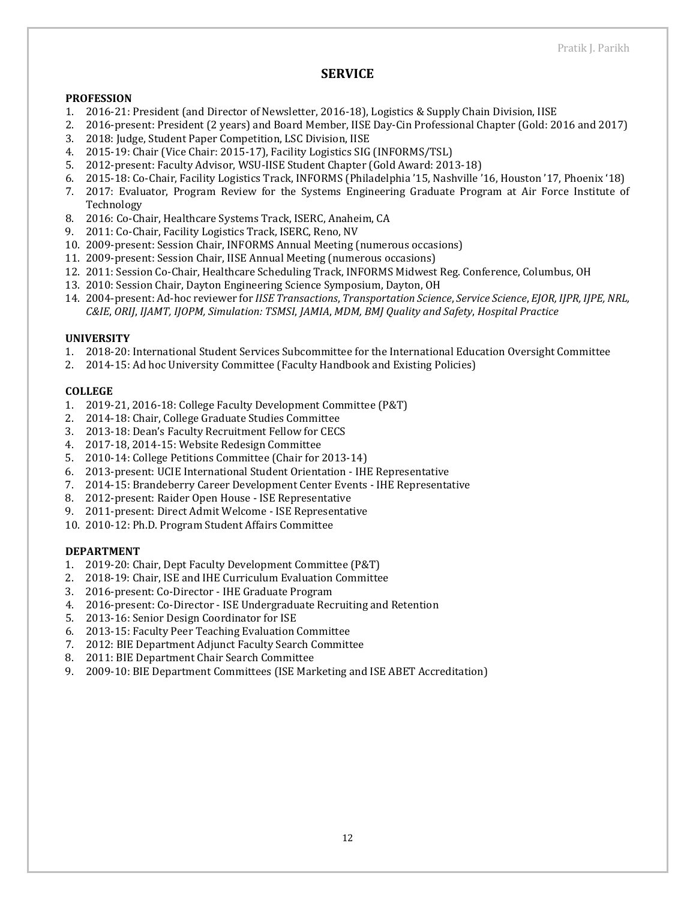# SERVICE

**PROFESSION**

1. 2016-21: President (and Director of Newsletter, 2016-18), Logistics & Supply Chain Division, IISE
2. 2016-present: President (2 years) and Board Member, IISE Day-Cin Professional Chapter (Gold: 2016 and 2017)
3. 2018: Judge, Student Paper Competition, LSC Division, IISE
4. 2015-19: Chair (Vice Chair: 2015-17), Facility Logistics SIG (INFORMS/TSL)
5. 2012-present: Faculty Advisor, WSU-IISE Student Chapter (Gold Award: 2013-18)
6. 2015-18: Co-Chair, Facility Logistics Track, INFORMS (Philadelphia '15, Nashville '16, Houston '17, Phoenix '18)
7. 2017: Evaluator, Program Review for the Systems Engineering Graduate Program at Air Force Institute of Technology
8. 2016: Co-Chair, Healthcare Systems Track, ISERC, Anaheim, CA
9. 2011: Co-Chair, Facility Logistics Track, ISERC, Reno, NV
10. 2009-present: Session Chair, INFORMS Annual Meeting (numerous occasions)
11. 2009-present: Session Chair, IISE Annual Meeting (numerous occasions)
12. 2011: Session Co-Chair, Healthcare Scheduling Track, INFORMS Midwest Reg. Conference, Columbus, OH
13. 2010: Session Chair, Dayton Engineering Science Symposium, Dayton, OH
14. 2004-present: Ad-hoc reviewer for *IISE Transactions*, *Transportation Science*, *Service Science*, *EJOR, IJPR, IJPE, NRL, C&IE*, *ORIJ*, *IJAMT, IJOPM, Simulation: TSMSI*, *JAMIA*, *MDM, BMJ Quality and Safety*, *Hospital Practice*

**UNIVERSITY**

1. 2018-20: International Student Services Subcommittee for the International Education Oversight Committee
2. 2014-15: Ad hoc University Committee (Faculty Handbook and Existing Policies)

**COLLEGE**

1. 2019-21, 2016-18: College Faculty Development Committee (P&T)
2. 2014-18: Chair, College Graduate Studies Committee
3. 2013-18: Dean's Faculty Recruitment Fellow for CECS
4. 2017-18, 2014-15: Website Redesign Committee
5. 2010-14: College Petitions Committee (Chair for 2013-14)
6. 2013-present: UCIE International Student Orientation - IHE Representative
7. 2014-15: Brandeberry Career Development Center Events - IHE Representative
8. 2012-present: Raider Open House - ISE Representative
9. 2011-present: Direct Admit Welcome - ISE Representative
10. 2010-12: Ph.D. Program Student Affairs Committee

**DEPARTMENT**

1. 2019-20: Chair, Dept Faculty Development Committee (P&T)
2. 2018-19: Chair, ISE and IHE Curriculum Evaluation Committee
3. 2016-present: Co-Director - IHE Graduate Program
4. 2016-present: Co-Director - ISE Undergraduate Recruiting and Retention
5. 2013-16: Senior Design Coordinator for ISE
6. 2013-15: Faculty Peer Teaching Evaluation Committee
7. 2012: BIE Department Adjunct Faculty Search Committee
8. 2011: BIE Department Chair Search Committee
9. 2009-10: BIE Department Committees (ISE Marketing and ISE ABET Accreditation)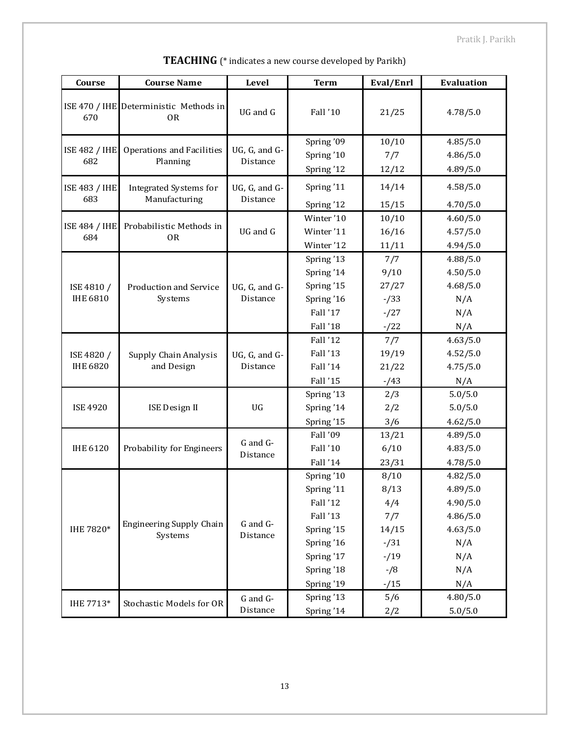## **TEACHING** (* indicates a new course developed by Parikh)

| Course | Course Name | Level | Term | Eval/Enrl | Evaluation |
|---|---|---|---|---|---|
| ISE 470 / IHE 670 | Deterministic Methods in OR | UG and G | Fall ’10 | 21/25 | 4.78/5.0 |
| ISE 482 / IHE 682 | Operations and Facilities Planning | UG, G, and G-Distance | Spring ’09 | 10/10 | 4.85/5.0 |
| | | | Spring ’10 | 7/7 | 4.86/5.0 |
| | | | Spring ’12 | 12/12 | 4.89/5.0 |
| ISE 483 / IHE 683 | Integrated Systems for Manufacturing | UG, G, and G-Distance | Spring ’11 | 14/14 | 4.58/5.0 |
| | | | Spring ’12 | 15/15 | 4.70/5.0 |
| ISE 484 / IHE 684 | Probabilistic Methods in OR | UG and G | Winter ’10 | 10/10 | 4.60/5.0 |
| | | | Winter ’11 | 16/16 | 4.57/5.0 |
| | | | Winter ’12 | 11/11 | 4.94/5.0 |
| ISE 4810 / IHE 6810 | Production and Service Systems | UG, G, and G-Distance | Spring ’13 | 7/7 | 4.88/5.0 |
| | | | Spring ’14 | 9/10 | 4.50/5.0 |
| | | | Spring ’15 | 27/27 | 4.68/5.0 |
| | | | Spring ’16 | -/33 | N/A |
| | | | Fall '17 | -/27 | N/A |
| | | | Fall '18 | -/22 | N/A |
| ISE 4820 / IHE 6820 | Supply Chain Analysis and Design | UG, G, and G-Distance | Fall ’12 | 7/7 | 4.63/5.0 |
| | | | Fall ’13 | 19/19 | 4.52/5.0 |
| | | | Fall ’14 | 21/22 | 4.75/5.0 |
| | | | Fall ’15 | -/43 | N/A |
| ISE 4920 | ISE Design II | UG | Spring ’13 | 2/3 | 5.0/5.0 |
| | | | Spring ’14 | 2/2 | 5.0/5.0 |
| | | | Spring ’15 | 3/6 | 4.62/5.0 |
| IHE 6120 | Probability for Engineers | G and G-Distance | Fall ’09 | 13/21 | 4.89/5.0 |
| | | | Fall ’10 | 6/10 | 4.83/5.0 |
| | | | Fall ’14 | 23/31 | 4.78/5.0 |
| IHE 7820* | Engineering Supply Chain Systems | G and G-Distance | Spring ’10 | 8/10 | 4.82/5.0 |
| | | | Spring ’11 | 8/13 | 4.89/5.0 |
| | | | Fall ’12 | 4/4 | 4.90/5.0 |
| | | | Fall ’13 | 7/7 | 4.86/5.0 |
| | | | Spring ’15 | 14/15 | 4.63/5.0 |
| | | | Spring ’16 | -/31 | N/A |
| | | | Spring '17 | -/19 | N/A |
| | | | Spring '18 | -/8 | N/A |
| | | | Spring '19 | -/15 | N/A |
| IHE 7713* | Stochastic Models for OR | G and G-Distance | Spring ’13 | 5/6 | 4.80/5.0 |
| | | | Spring ’14 | 2/2 | 5.0/5.0 |